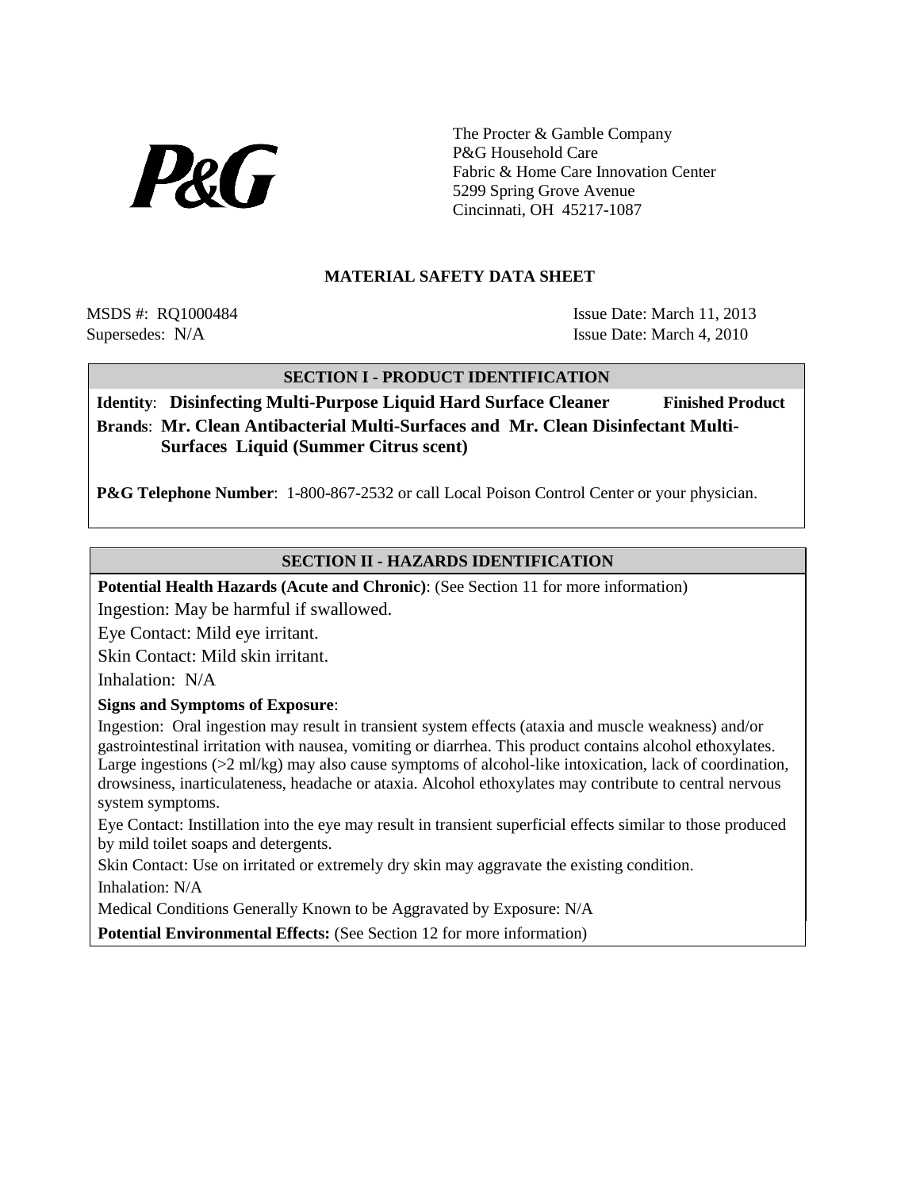P&G

The Procter & Gamble Company
P&G Household Care
Fabric & Home Care Innovation Center
5299 Spring Grove Avenue
Cincinnati, OH 45217-1087

# MATERIAL SAFETY DATA SHEET

MSDS #: RQ1000484 Issue Date: March 11, 2013
Supersedes: N/A Issue Date: March 4, 2010

## SECTION I - PRODUCT IDENTIFICATION

**Identity**: **Disinfecting Multi-Purpose Liquid Hard Surface Cleaner** **Finished Product**

**Brands**: **Mr. Clean Antibacterial Multi-Surfaces and Mr. Clean Disinfectant Multi-Surfaces Liquid (Summer Citrus scent)**

**P&G Telephone Number**: 1-800-867-2532 or call Local Poison Control Center or your physician.

## SECTION II - HAZARDS IDENTIFICATION

**Potential Health Hazards (Acute and Chronic)**: (See Section 11 for more information)

Ingestion: May be harmful if swallowed.

Eye Contact: Mild eye irritant.

Skin Contact: Mild skin irritant.

Inhalation: N/A

**Signs and Symptoms of Exposure**:

Ingestion: Oral ingestion may result in transient system effects (ataxia and muscle weakness) and/or gastrointestinal irritation with nausea, vomiting or diarrhea. This product contains alcohol ethoxylates. Large ingestions (>2 ml/kg) may also cause symptoms of alcohol-like intoxication, lack of coordination, drowsiness, inarticulateness, headache or ataxia. Alcohol ethoxylates may contribute to central nervous system symptoms.

Eye Contact: Instillation into the eye may result in transient superficial effects similar to those produced by mild toilet soaps and detergents.

Skin Contact: Use on irritated or extremely dry skin may aggravate the existing condition.

Inhalation: N/A

Medical Conditions Generally Known to be Aggravated by Exposure: N/A

**Potential Environmental Effects:** (See Section 12 for more information)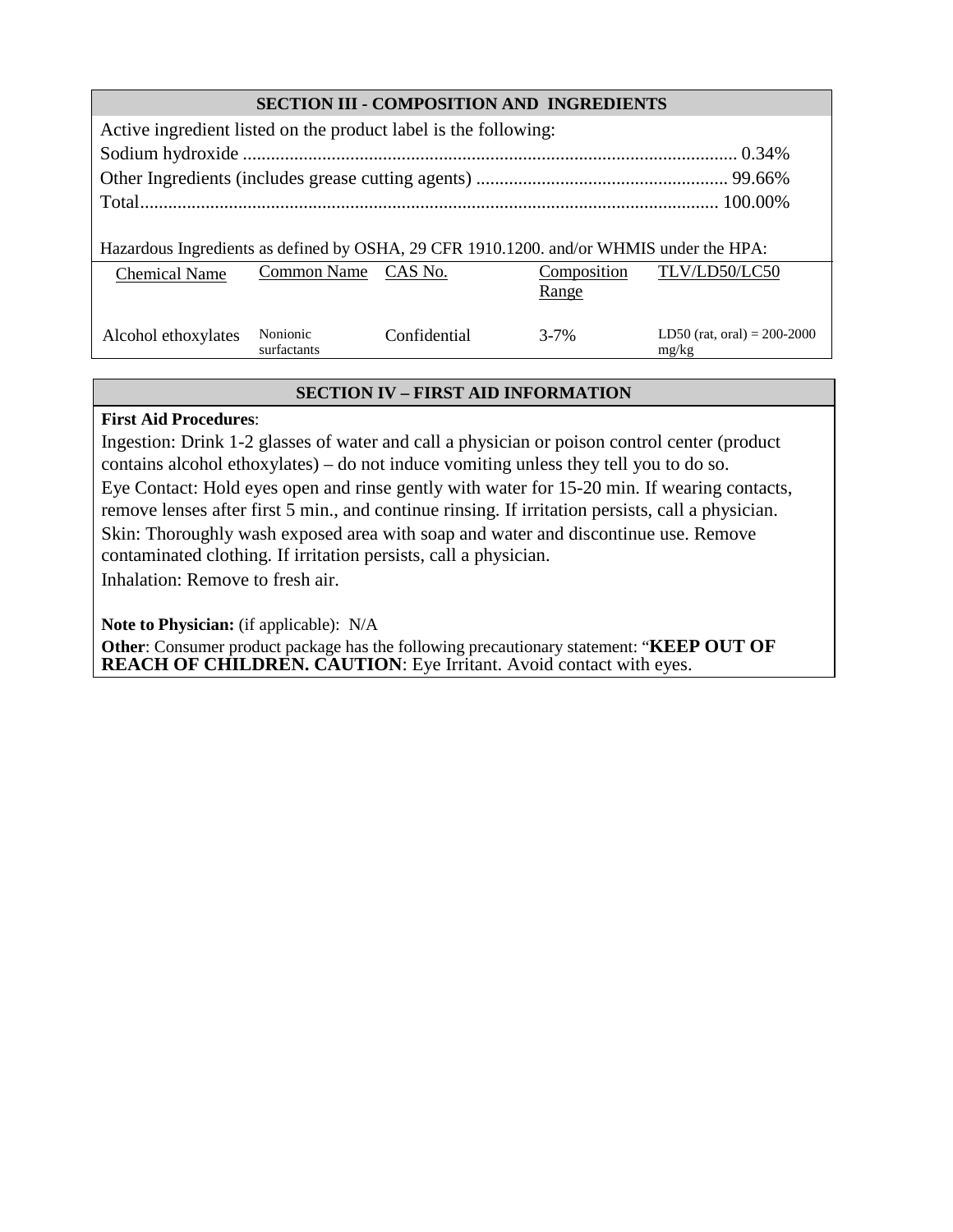## SECTION III - COMPOSITION AND INGREDIENTS

Active ingredient listed on the product label is the following:

Sodium hydroxide .......................................................................................................... 0.34%

Other Ingredients (includes grease cutting agents) ...................................................... 99.66%

Total............................................................................................................................ 100.00%

Hazardous Ingredients as defined by OSHA, 29 CFR 1910.1200. and/or WHMIS under the HPA:

| Chemical Name | Common Name | CAS No. | Composition Range | TLV/LD50/LC50 |
|---|---|---|---|---|
| Alcohol ethoxylates | Nonionic surfactants | Confidential | 3-7% | LD50 (rat, oral) = 200-2000 mg/kg |

## SECTION IV – FIRST AID INFORMATION

**First Aid Procedures**:

Ingestion: Drink 1-2 glasses of water and call a physician or poison control center (product contains alcohol ethoxylates) – do not induce vomiting unless they tell you to do so.

Eye Contact: Hold eyes open and rinse gently with water for 15-20 min. If wearing contacts, remove lenses after first 5 min., and continue rinsing. If irritation persists, call a physician.

Skin: Thoroughly wash exposed area with soap and water and discontinue use. Remove contaminated clothing. If irritation persists, call a physician.

Inhalation: Remove to fresh air.

**Note to Physician:** (if applicable): N/A

**Other**: Consumer product package has the following precautionary statement: "**KEEP OUT OF REACH OF CHILDREN. CAUTION**: Eye Irritant. Avoid contact with eyes.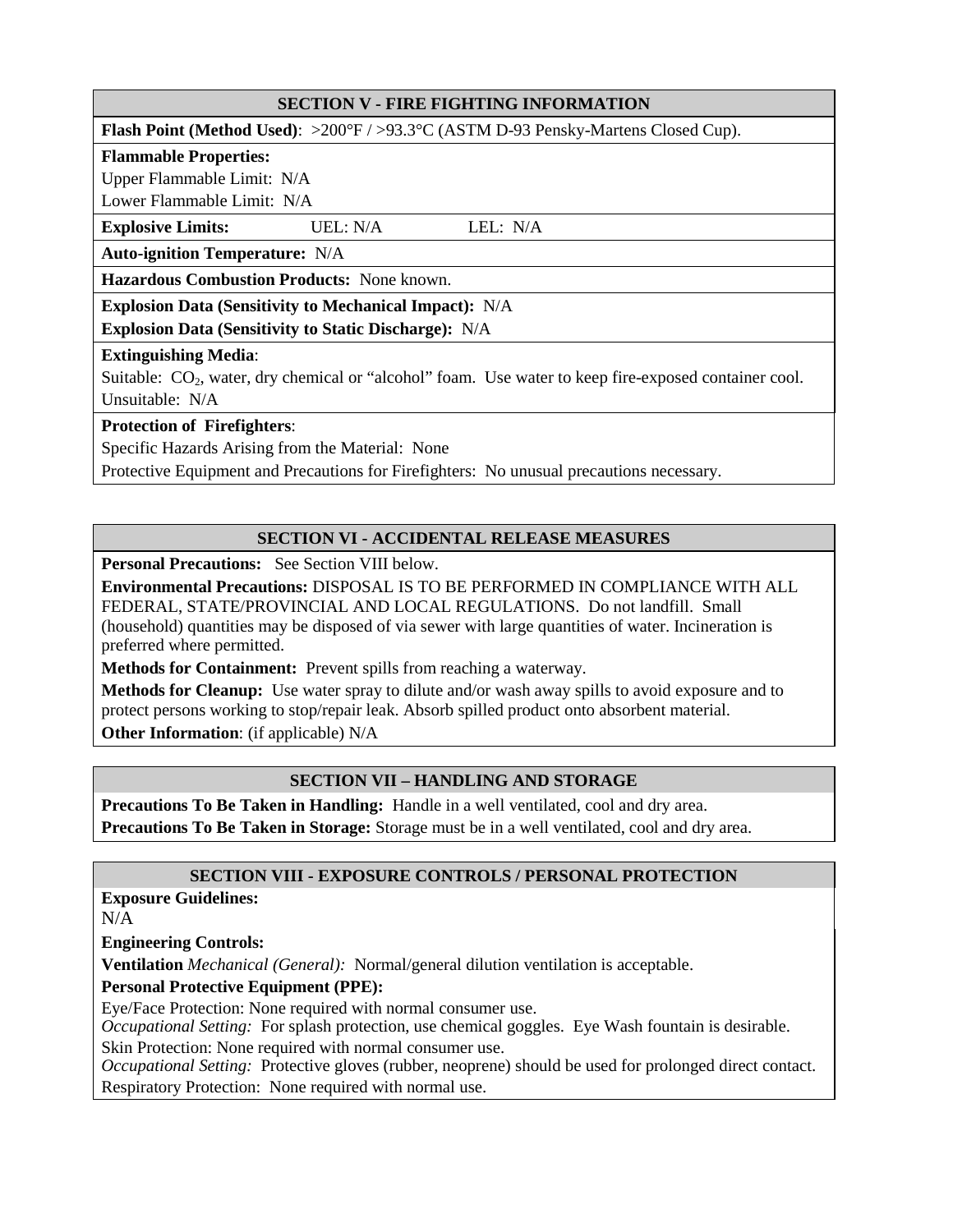## SECTION V - FIRE FIGHTING INFORMATION

**Flash Point (Method Used)**: >200°F / >93.3°C (ASTM D-93 Pensky-Martens Closed Cup).

**Flammable Properties:**
Upper Flammable Limit: N/A
Lower Flammable Limit: N/A

**Explosive Limits:** UEL: N/A LEL: N/A

**Auto-ignition Temperature:** N/A

**Hazardous Combustion Products:** None known.

**Explosion Data (Sensitivity to Mechanical Impact):** N/A
**Explosion Data (Sensitivity to Static Discharge):** N/A

**Extinguishing Media**:
Suitable: $CO_2$, water, dry chemical or "alcohol" foam. Use water to keep fire-exposed container cool.
Unsuitable: N/A

**Protection of Firefighters**:
Specific Hazards Arising from the Material: None
Protective Equipment and Precautions for Firefighters: No unusual precautions necessary.

## SECTION VI - ACCIDENTAL RELEASE MEASURES

**Personal Precautions:** See Section VIII below.

**Environmental Precautions:** DISPOSAL IS TO BE PERFORMED IN COMPLIANCE WITH ALL FEDERAL, STATE/PROVINCIAL AND LOCAL REGULATIONS. Do not landfill. Small (household) quantities may be disposed of via sewer with large quantities of water. Incineration is preferred where permitted.

**Methods for Containment:** Prevent spills from reaching a waterway.

**Methods for Cleanup:** Use water spray to dilute and/or wash away spills to avoid exposure and to protect persons working to stop/repair leak. Absorb spilled product onto absorbent material.

**Other Information**: (if applicable) N/A

## SECTION VII – HANDLING AND STORAGE

**Precautions To Be Taken in Handling:** Handle in a well ventilated, cool and dry area.
**Precautions To Be Taken in Storage:** Storage must be in a well ventilated, cool and dry area.

## SECTION VIII - EXPOSURE CONTROLS / PERSONAL PROTECTION

**Exposure Guidelines:**
N/A

**Engineering Controls:**

**Ventilation** *Mechanical (General):* Normal/general dilution ventilation is acceptable.

**Personal Protective Equipment (PPE):**

Eye/Face Protection: None required with normal consumer use.
*Occupational Setting:* For splash protection, use chemical goggles. Eye Wash fountain is desirable.
Skin Protection: None required with normal consumer use.
*Occupational Setting:* Protective gloves (rubber, neoprene) should be used for prolonged direct contact.
Respiratory Protection: None required with normal use.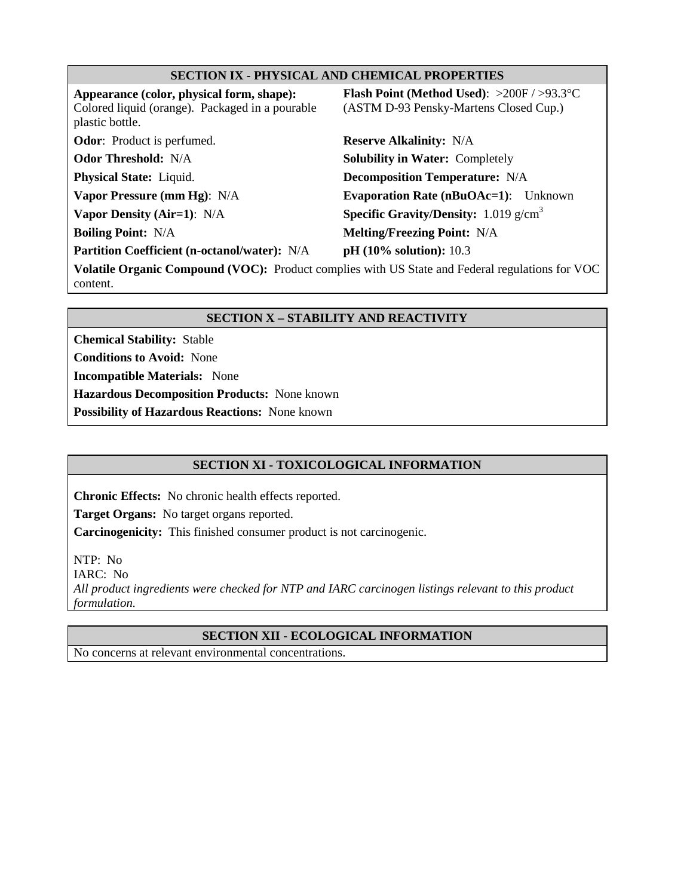## SECTION IX - PHYSICAL AND CHEMICAL PROPERTIES

**Appearance (color, physical form, shape):** Colored liquid (orange). Packaged in a pourable plastic bottle.

**Flash Point (Method Used)**: >200F / >93.3°C (ASTM D-93 Pensky-Martens Closed Cup.)

**Odor**: Product is perfumed.

**Reserve Alkalinity:** N/A

**Odor Threshold:** N/A

**Solubility in Water:** Completely

**Physical State:** Liquid.

**Decomposition Temperature:** N/A

**Vapor Pressure (mm Hg)**: N/A

**Evaporation Rate (nBuOAc=1)**: Unknown

**Vapor Density (Air=1)**: N/A

**Specific Gravity/Density:** 1.019 g/cm$^3$

**Boiling Point:** N/A

**Melting/Freezing Point:** N/A

**Partition Coefficient (n-octanol/water):** N/A

**pH (10% solution):** 10.3

**Volatile Organic Compound (VOC):** Product complies with US State and Federal regulations for VOC content.

## SECTION X – STABILITY AND REACTIVITY

**Chemical Stability:** Stable

**Conditions to Avoid:** None

**Incompatible Materials:** None

**Hazardous Decomposition Products:** None known

**Possibility of Hazardous Reactions:** None known

## SECTION XI - TOXICOLOGICAL INFORMATION

**Chronic Effects:** No chronic health effects reported.

**Target Organs:** No target organs reported.

**Carcinogenicity:** This finished consumer product is not carcinogenic.

NTP: No
IARC: No
*All product ingredients were checked for NTP and IARC carcinogen listings relevant to this product formulation.*

## SECTION XII - ECOLOGICAL INFORMATION

No concerns at relevant environmental concentrations.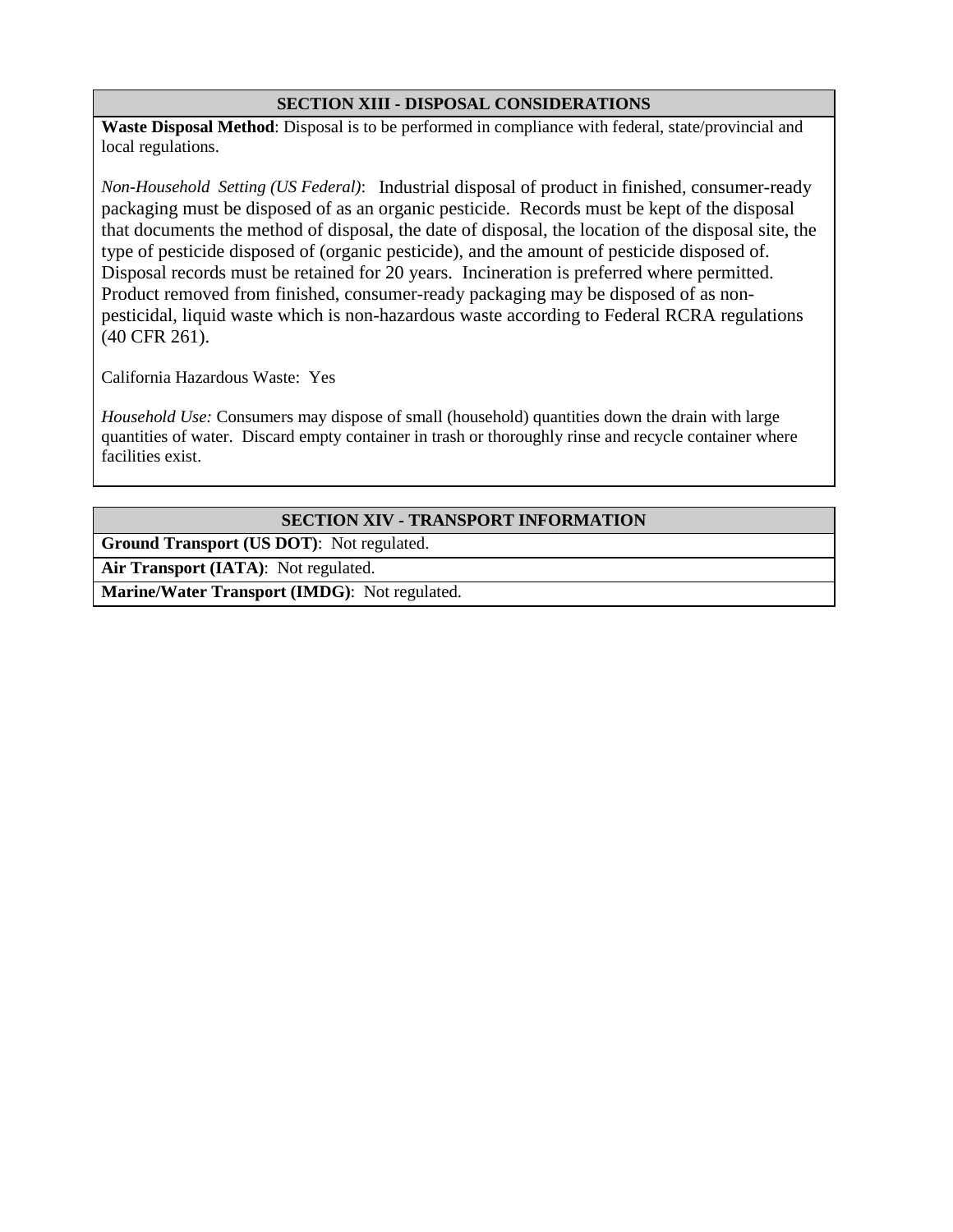## SECTION XIII - DISPOSAL CONSIDERATIONS

**Waste Disposal Method**: Disposal is to be performed in compliance with federal, state/provincial and local regulations.

*Non-Household Setting (US Federal)*: Industrial disposal of product in finished, consumer-ready packaging must be disposed of as an organic pesticide. Records must be kept of the disposal that documents the method of disposal, the date of disposal, the location of the disposal site, the type of pesticide disposed of (organic pesticide), and the amount of pesticide disposed of. Disposal records must be retained for 20 years. Incineration is preferred where permitted. Product removed from finished, consumer-ready packaging may be disposed of as non-pesticidal, liquid waste which is non-hazardous waste according to Federal RCRA regulations (40 CFR 261).

California Hazardous Waste: Yes

*Household Use:* Consumers may dispose of small (household) quantities down the drain with large quantities of water. Discard empty container in trash or thoroughly rinse and recycle container where facilities exist.

## SECTION XIV - TRANSPORT INFORMATION

**Ground Transport (US DOT)**: Not regulated.

**Air Transport (IATA)**: Not regulated.

**Marine/Water Transport (IMDG)**: Not regulated.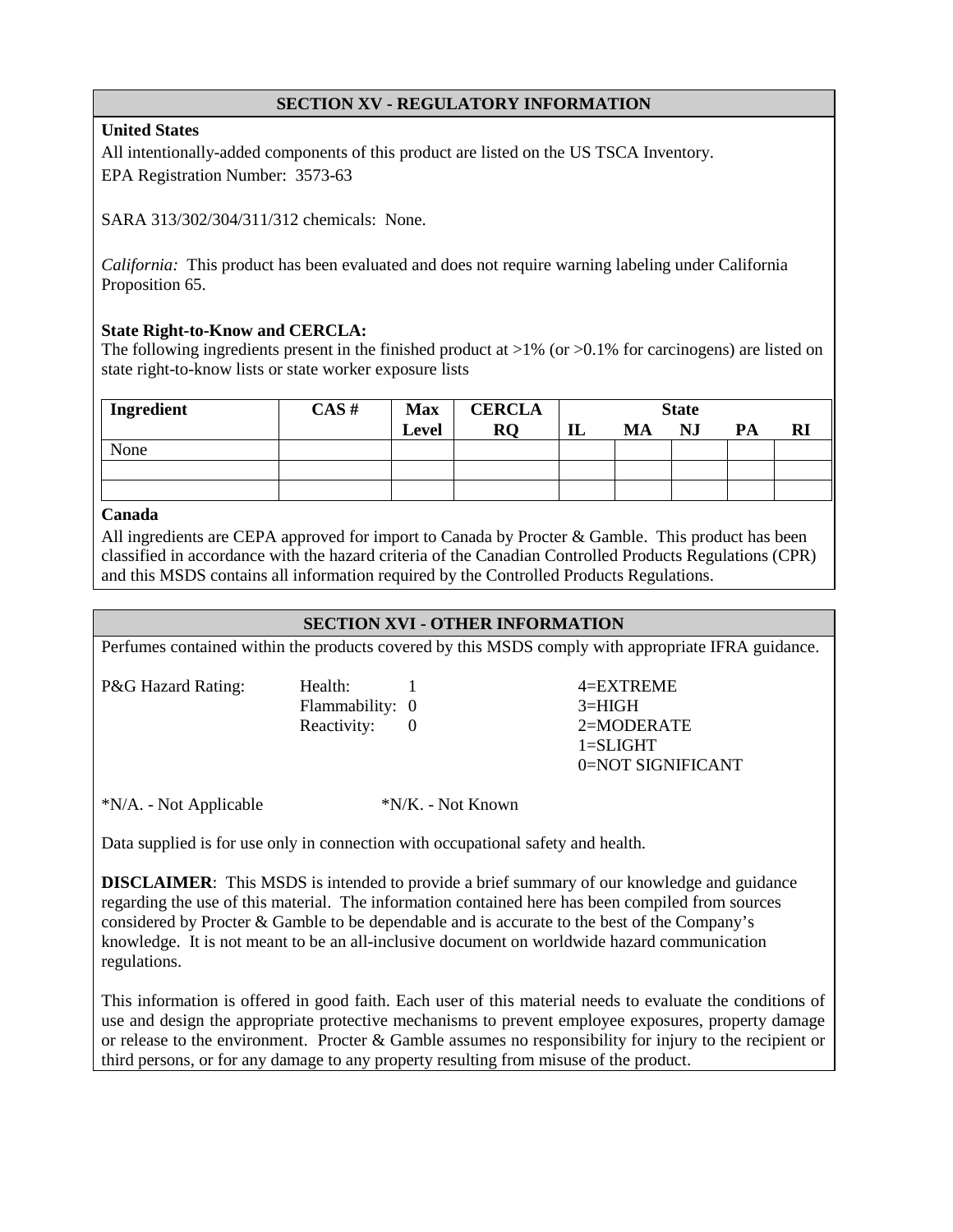## SECTION XV - REGULATORY INFORMATION

**United States**

All intentionally-added components of this product are listed on the US TSCA Inventory.

EPA Registration Number: 3573-63

SARA 313/302/304/311/312 chemicals: None.

*California:* This product has been evaluated and does not require warning labeling under California Proposition 65.

**State Right-to-Know and CERCLA:**

The following ingredients present in the finished product at >1% (or >0.1% for carcinogens) are listed on state right-to-know lists or state worker exposure lists

| Ingredient | CAS # | Max Level | CERCLA RQ | State | | | | |
|---|---|---|---|---|---|---|---|---|
| | | | | IL | MA | NJ | PA | RI |
| None | | | | | | | | |
| | | | | | | | | |
| | | | | | | | | |

**Canada**

All ingredients are CEPA approved for import to Canada by Procter & Gamble. This product has been classified in accordance with the hazard criteria of the Canadian Controlled Products Regulations (CPR) and this MSDS contains all information required by the Controlled Products Regulations.

## SECTION XVI - OTHER INFORMATION

Perfumes contained within the products covered by this MSDS comply with appropriate IFRA guidance.

P&G Hazard Rating:

- Health: 1
- Flammability: 0
- Reactivity: 0

4=EXTREME
3=HIGH
2=MODERATE
1=SLIGHT
0=NOT SIGNIFICANT

*N/A. - Not Applicable    *N/K. - Not Known

Data supplied is for use only in connection with occupational safety and health.

**DISCLAIMER**: This MSDS is intended to provide a brief summary of our knowledge and guidance regarding the use of this material. The information contained here has been compiled from sources considered by Procter & Gamble to be dependable and is accurate to the best of the Company's knowledge. It is not meant to be an all-inclusive document on worldwide hazard communication regulations.

This information is offered in good faith. Each user of this material needs to evaluate the conditions of use and design the appropriate protective mechanisms to prevent employee exposures, property damage or release to the environment. Procter & Gamble assumes no responsibility for injury to the recipient or third persons, or for any damage to any property resulting from misuse of the product.